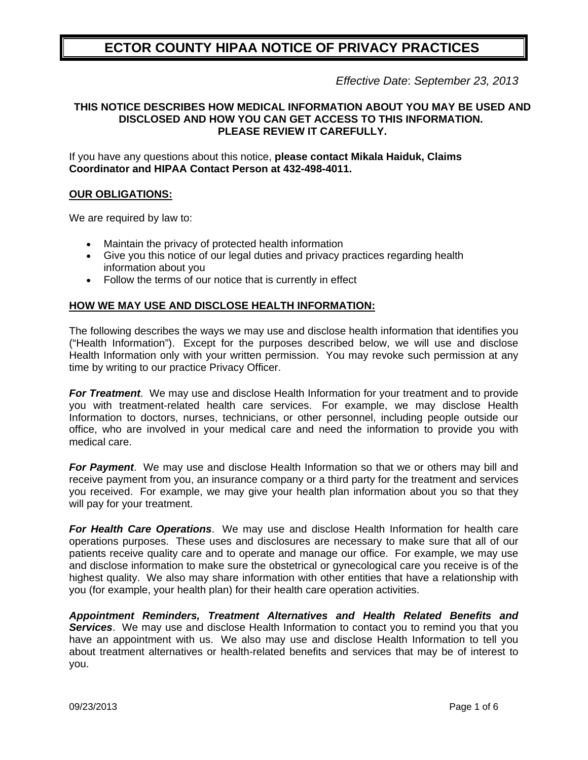# ECTOR COUNTY HIPAA NOTICE OF PRIVACY PRACTICES

*Effective Date*: *September 23, 2013*

**THIS NOTICE DESCRIBES HOW MEDICAL INFORMATION ABOUT YOU MAY BE USED AND DISCLOSED AND HOW YOU CAN GET ACCESS TO THIS INFORMATION. PLEASE REVIEW IT CAREFULLY.**

If you have any questions about this notice, **please contact Mikala Haiduk, Claims Coordinator and HIPAA Contact Person at 432-498-4011.**

## OUR OBLIGATIONS:

We are required by law to:

- Maintain the privacy of protected health information
- Give you this notice of our legal duties and privacy practices regarding health information about you
- Follow the terms of our notice that is currently in effect

## HOW WE MAY USE AND DISCLOSE HEALTH INFORMATION:

The following describes the ways we may use and disclose health information that identifies you ("Health Information"). Except for the purposes described below, we will use and disclose Health Information only with your written permission. You may revoke such permission at any time by writing to our practice Privacy Officer.

***For Treatment***. We may use and disclose Health Information for your treatment and to provide you with treatment-related health care services. For example, we may disclose Health Information to doctors, nurses, technicians, or other personnel, including people outside our office, who are involved in your medical care and need the information to provide you with medical care.

***For Payment***. We may use and disclose Health Information so that we or others may bill and receive payment from you, an insurance company or a third party for the treatment and services you received. For example, we may give your health plan information about you so that they will pay for your treatment.

***For Health Care Operations***. We may use and disclose Health Information for health care operations purposes. These uses and disclosures are necessary to make sure that all of our patients receive quality care and to operate and manage our office. For example, we may use and disclose information to make sure the obstetrical or gynecological care you receive is of the highest quality. We also may share information with other entities that have a relationship with you (for example, your health plan) for their health care operation activities.

***Appointment Reminders, Treatment Alternatives and Health Related Benefits and Services***. We may use and disclose Health Information to contact you to remind you that you have an appointment with us. We also may use and disclose Health Information to tell you about treatment alternatives or health-related benefits and services that may be of interest to you.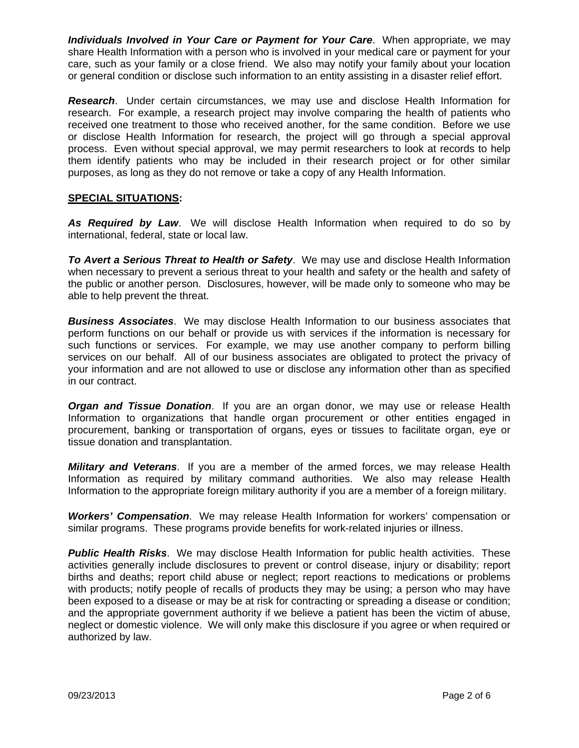***Individuals Involved in Your Care or Payment for Your Care***. When appropriate, we may share Health Information with a person who is involved in your medical care or payment for your care, such as your family or a close friend. We also may notify your family about your location or general condition or disclose such information to an entity assisting in a disaster relief effort.

***Research***. Under certain circumstances, we may use and disclose Health Information for research. For example, a research project may involve comparing the health of patients who received one treatment to those who received another, for the same condition. Before we use or disclose Health Information for research, the project will go through a special approval process. Even without special approval, we may permit researchers to look at records to help them identify patients who may be included in their research project or for other similar purposes, as long as they do not remove or take a copy of any Health Information.

## SPECIAL SITUATIONS:

***As Required by Law***. We will disclose Health Information when required to do so by international, federal, state or local law.

***To Avert a Serious Threat to Health or Safety***. We may use and disclose Health Information when necessary to prevent a serious threat to your health and safety or the health and safety of the public or another person. Disclosures, however, will be made only to someone who may be able to help prevent the threat.

***Business Associates***. We may disclose Health Information to our business associates that perform functions on our behalf or provide us with services if the information is necessary for such functions or services. For example, we may use another company to perform billing services on our behalf. All of our business associates are obligated to protect the privacy of your information and are not allowed to use or disclose any information other than as specified in our contract.

***Organ and Tissue Donation***. If you are an organ donor, we may use or release Health Information to organizations that handle organ procurement or other entities engaged in procurement, banking or transportation of organs, eyes or tissues to facilitate organ, eye or tissue donation and transplantation.

***Military and Veterans***. If you are a member of the armed forces, we may release Health Information as required by military command authorities. We also may release Health Information to the appropriate foreign military authority if you are a member of a foreign military.

***Workers' Compensation***. We may release Health Information for workers' compensation or similar programs. These programs provide benefits for work-related injuries or illness.

***Public Health Risks***. We may disclose Health Information for public health activities. These activities generally include disclosures to prevent or control disease, injury or disability; report births and deaths; report child abuse or neglect; report reactions to medications or problems with products; notify people of recalls of products they may be using; a person who may have been exposed to a disease or may be at risk for contracting or spreading a disease or condition; and the appropriate government authority if we believe a patient has been the victim of abuse, neglect or domestic violence. We will only make this disclosure if you agree or when required or authorized by law.

09/23/2013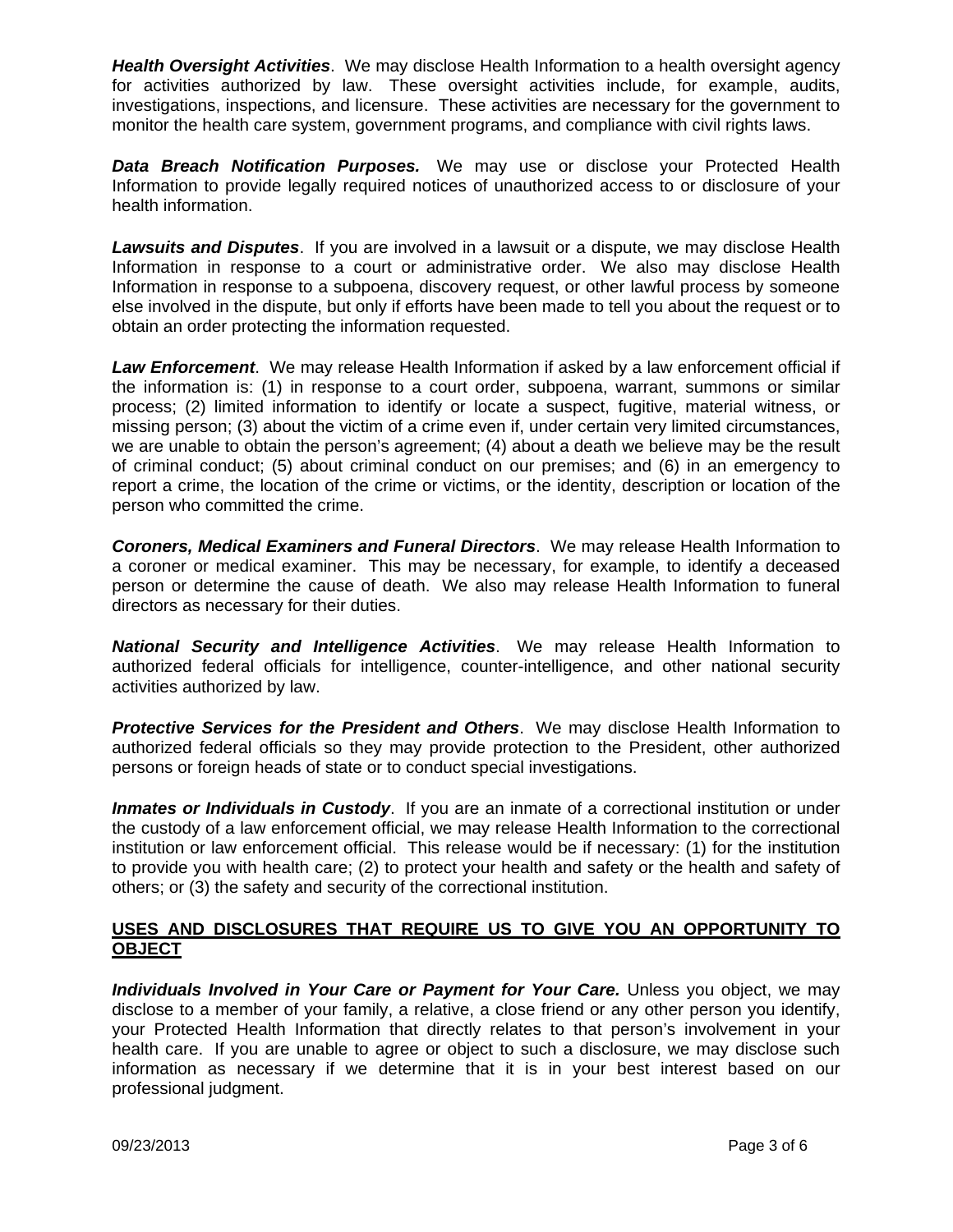***Health Oversight Activities***. We may disclose Health Information to a health oversight agency for activities authorized by law. These oversight activities include, for example, audits, investigations, inspections, and licensure. These activities are necessary for the government to monitor the health care system, government programs, and compliance with civil rights laws.

***Data Breach Notification Purposes.*** We may use or disclose your Protected Health Information to provide legally required notices of unauthorized access to or disclosure of your health information.

***Lawsuits and Disputes***. If you are involved in a lawsuit or a dispute, we may disclose Health Information in response to a court or administrative order. We also may disclose Health Information in response to a subpoena, discovery request, or other lawful process by someone else involved in the dispute, but only if efforts have been made to tell you about the request or to obtain an order protecting the information requested.

***Law Enforcement***. We may release Health Information if asked by a law enforcement official if the information is: (1) in response to a court order, subpoena, warrant, summons or similar process; (2) limited information to identify or locate a suspect, fugitive, material witness, or missing person; (3) about the victim of a crime even if, under certain very limited circumstances, we are unable to obtain the person's agreement; (4) about a death we believe may be the result of criminal conduct; (5) about criminal conduct on our premises; and (6) in an emergency to report a crime, the location of the crime or victims, or the identity, description or location of the person who committed the crime.

***Coroners, Medical Examiners and Funeral Directors***. We may release Health Information to a coroner or medical examiner. This may be necessary, for example, to identify a deceased person or determine the cause of death. We also may release Health Information to funeral directors as necessary for their duties.

***National Security and Intelligence Activities***. We may release Health Information to authorized federal officials for intelligence, counter-intelligence, and other national security activities authorized by law.

***Protective Services for the President and Others***. We may disclose Health Information to authorized federal officials so they may provide protection to the President, other authorized persons or foreign heads of state or to conduct special investigations.

***Inmates or Individuals in Custody***. If you are an inmate of a correctional institution or under the custody of a law enforcement official, we may release Health Information to the correctional institution or law enforcement official. This release would be if necessary: (1) for the institution to provide you with health care; (2) to protect your health and safety or the health and safety of others; or (3) the safety and security of the correctional institution.

## USES AND DISCLOSURES THAT REQUIRE US TO GIVE YOU AN OPPORTUNITY TO OBJECT

***Individuals Involved in Your Care or Payment for Your Care.*** Unless you object, we may disclose to a member of your family, a relative, a close friend or any other person you identify, your Protected Health Information that directly relates to that person's involvement in your health care. If you are unable to agree or object to such a disclosure, we may disclose such information as necessary if we determine that it is in your best interest based on our professional judgment.

09/23/2013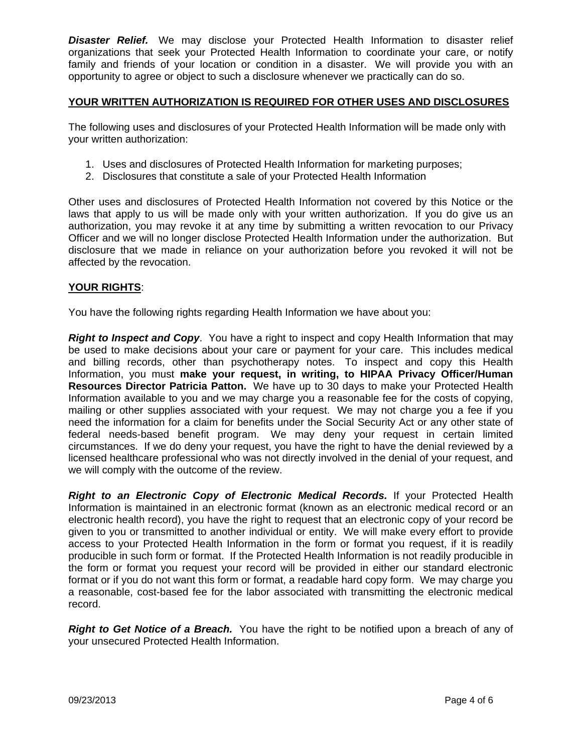***Disaster Relief.*** We may disclose your Protected Health Information to disaster relief organizations that seek your Protected Health Information to coordinate your care, or notify family and friends of your location or condition in a disaster. We will provide you with an opportunity to agree or object to such a disclosure whenever we practically can do so.

## **YOUR WRITTEN AUTHORIZATION IS REQUIRED FOR OTHER USES AND DISCLOSURES**

The following uses and disclosures of your Protected Health Information will be made only with your written authorization:

1. Uses and disclosures of Protected Health Information for marketing purposes;
2. Disclosures that constitute a sale of your Protected Health Information

Other uses and disclosures of Protected Health Information not covered by this Notice or the laws that apply to us will be made only with your written authorization. If you do give us an authorization, you may revoke it at any time by submitting a written revocation to our Privacy Officer and we will no longer disclose Protected Health Information under the authorization. But disclosure that we made in reliance on your authorization before you revoked it will not be affected by the revocation.

## **YOUR RIGHTS**:

You have the following rights regarding Health Information we have about you:

***Right to Inspect and Copy***. You have a right to inspect and copy Health Information that may be used to make decisions about your care or payment for your care. This includes medical and billing records, other than psychotherapy notes. To inspect and copy this Health Information, you must **make your request, in writing, to HIPAA Privacy Officer/Human Resources Director Patricia Patton.** We have up to 30 days to make your Protected Health Information available to you and we may charge you a reasonable fee for the costs of copying, mailing or other supplies associated with your request. We may not charge you a fee if you need the information for a claim for benefits under the Social Security Act or any other state of federal needs-based benefit program. We may deny your request in certain limited circumstances. If we do deny your request, you have the right to have the denial reviewed by a licensed healthcare professional who was not directly involved in the denial of your request, and we will comply with the outcome of the review.

***Right to an Electronic Copy of Electronic Medical Records.*** If your Protected Health Information is maintained in an electronic format (known as an electronic medical record or an electronic health record), you have the right to request that an electronic copy of your record be given to you or transmitted to another individual or entity. We will make every effort to provide access to your Protected Health Information in the form or format you request, if it is readily producible in such form or format. If the Protected Health Information is not readily producible in the form or format you request your record will be provided in either our standard electronic format or if you do not want this form or format, a readable hard copy form. We may charge you a reasonable, cost-based fee for the labor associated with transmitting the electronic medical record.

***Right to Get Notice of a Breach.*** You have the right to be notified upon a breach of any of your unsecured Protected Health Information.

09/23/2013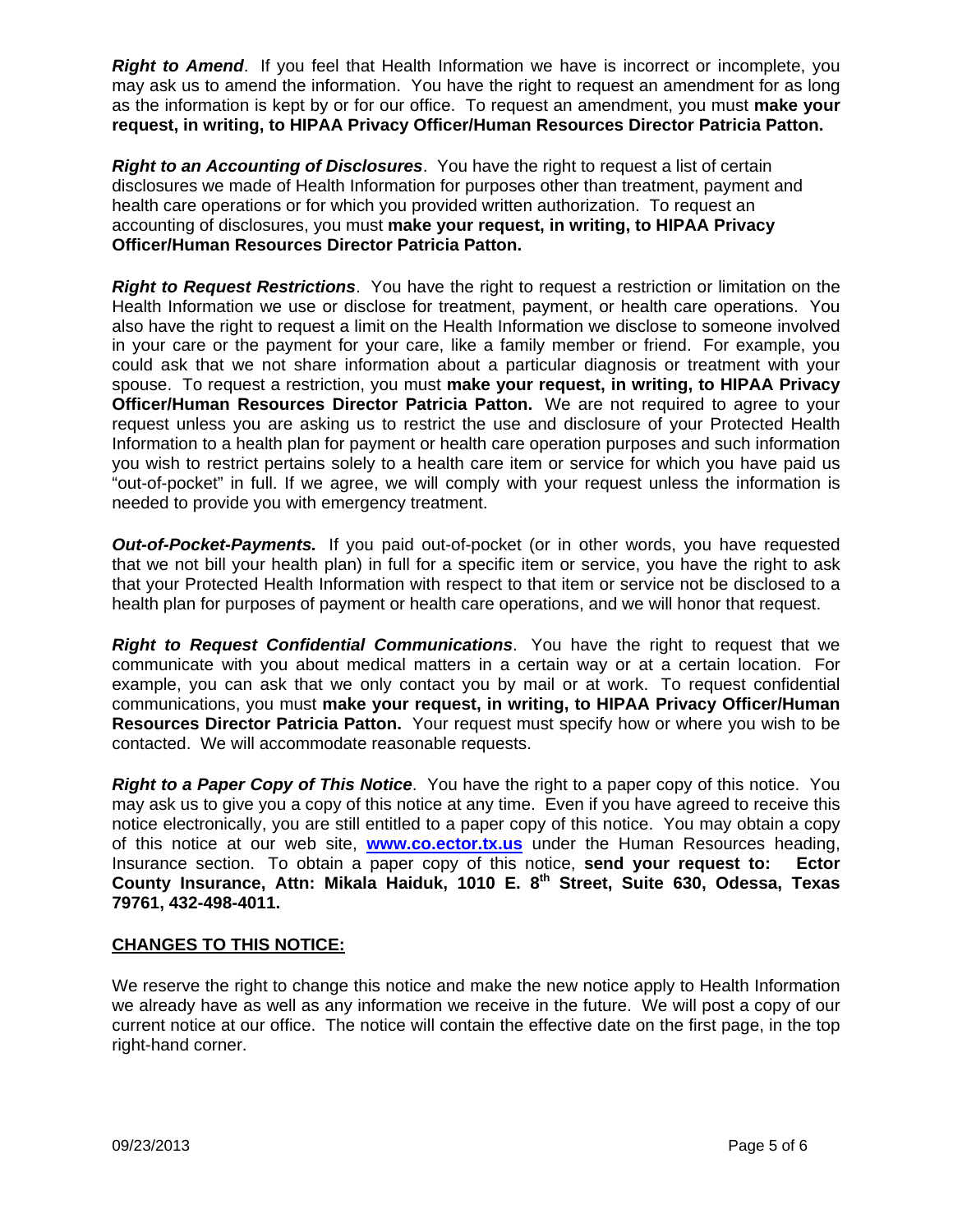***Right to Amend***. If you feel that Health Information we have is incorrect or incomplete, you may ask us to amend the information. You have the right to request an amendment for as long as the information is kept by or for our office. To request an amendment, you must **make your request, in writing, to HIPAA Privacy Officer/Human Resources Director Patricia Patton.**

***Right to an Accounting of Disclosures***. You have the right to request a list of certain disclosures we made of Health Information for purposes other than treatment, payment and health care operations or for which you provided written authorization. To request an accounting of disclosures, you must **make your request, in writing, to HIPAA Privacy Officer/Human Resources Director Patricia Patton.**

***Right to Request Restrictions***. You have the right to request a restriction or limitation on the Health Information we use or disclose for treatment, payment, or health care operations. You also have the right to request a limit on the Health Information we disclose to someone involved in your care or the payment for your care, like a family member or friend. For example, you could ask that we not share information about a particular diagnosis or treatment with your spouse. To request a restriction, you must **make your request, in writing, to HIPAA Privacy Officer/Human Resources Director Patricia Patton.** We are not required to agree to your request unless you are asking us to restrict the use and disclosure of your Protected Health Information to a health plan for payment or health care operation purposes and such information you wish to restrict pertains solely to a health care item or service for which you have paid us "out-of-pocket" in full. If we agree, we will comply with your request unless the information is needed to provide you with emergency treatment.

***Out-of-Pocket-Payments.*** If you paid out-of-pocket (or in other words, you have requested that we not bill your health plan) in full for a specific item or service, you have the right to ask that your Protected Health Information with respect to that item or service not be disclosed to a health plan for purposes of payment or health care operations, and we will honor that request.

***Right to Request Confidential Communications***. You have the right to request that we communicate with you about medical matters in a certain way or at a certain location. For example, you can ask that we only contact you by mail or at work. To request confidential communications, you must **make your request, in writing, to HIPAA Privacy Officer/Human Resources Director Patricia Patton.** Your request must specify how or where you wish to be contacted. We will accommodate reasonable requests.

***Right to a Paper Copy of This Notice***. You have the right to a paper copy of this notice. You may ask us to give you a copy of this notice at any time. Even if you have agreed to receive this notice electronically, you are still entitled to a paper copy of this notice. You may obtain a copy of this notice at our web site, [www.co.ector.tx.us](http://www.co.ector.tx.us) under the Human Resources heading, Insurance section. To obtain a paper copy of this notice, **send your request to: Ector County Insurance, Attn: Mikala Haiduk, 1010 E. 8th Street, Suite 630, Odessa, Texas 79761, 432-498-4011.**

## CHANGES TO THIS NOTICE:

We reserve the right to change this notice and make the new notice apply to Health Information we already have as well as any information we receive in the future. We will post a copy of our current notice at our office. The notice will contain the effective date on the first page, in the top right-hand corner.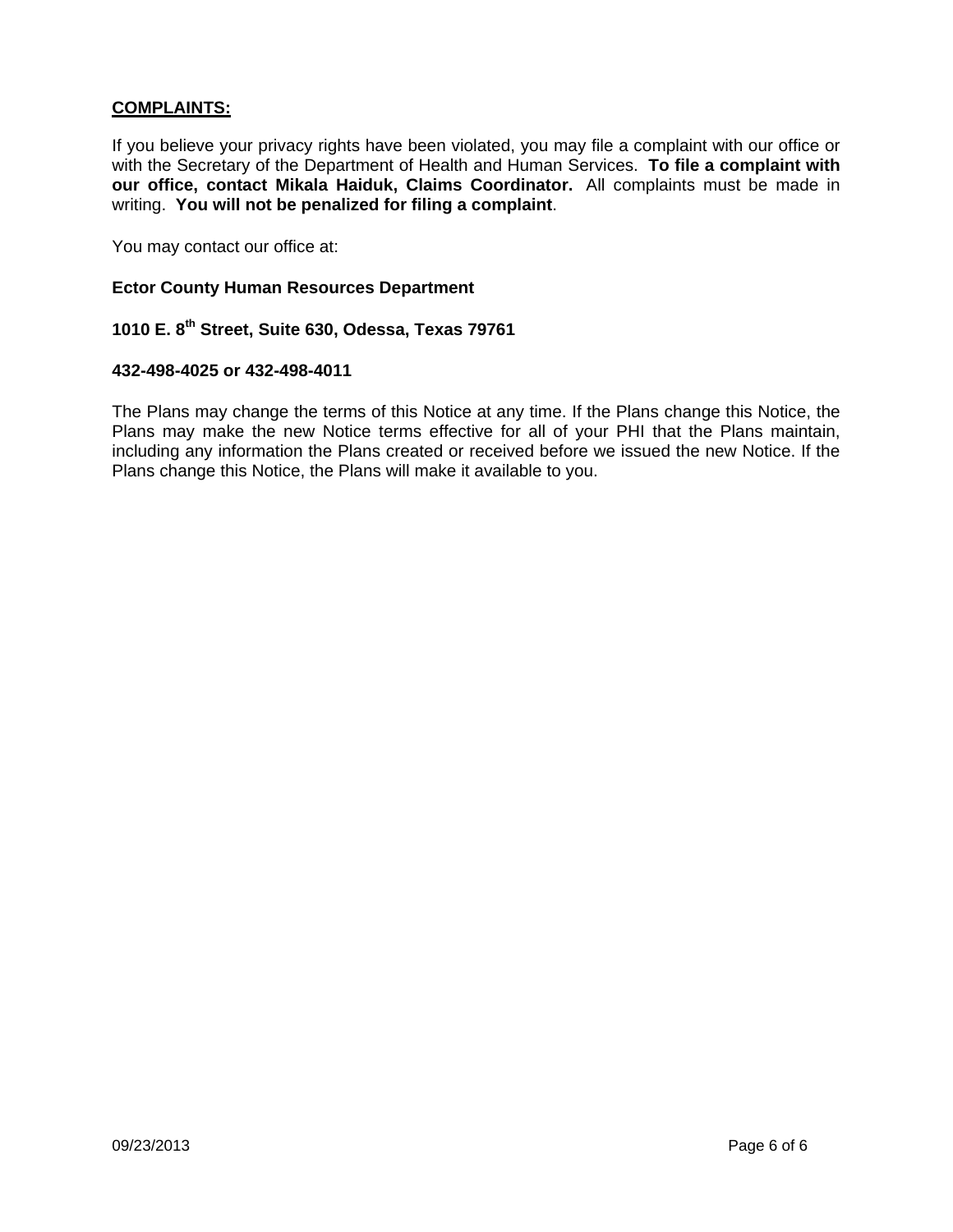**<u>COMPLAINTS:</u>**

If you believe your privacy rights have been violated, you may file a complaint with our office or with the Secretary of the Department of Health and Human Services. **To file a complaint with our office, contact Mikala Haiduk, Claims Coordinator.** All complaints must be made in writing. **You will not be penalized for filing a complaint**.

You may contact our office at:

**Ector County Human Resources Department**

**1010 E. 8th Street, Suite 630, Odessa, Texas 79761**

**432-498-4025 or 432-498-4011**

The Plans may change the terms of this Notice at any time. If the Plans change this Notice, the Plans may make the new Notice terms effective for all of your PHI that the Plans maintain, including any information the Plans created or received before we issued the new Notice. If the Plans change this Notice, the Plans will make it available to you.

09/23/2013